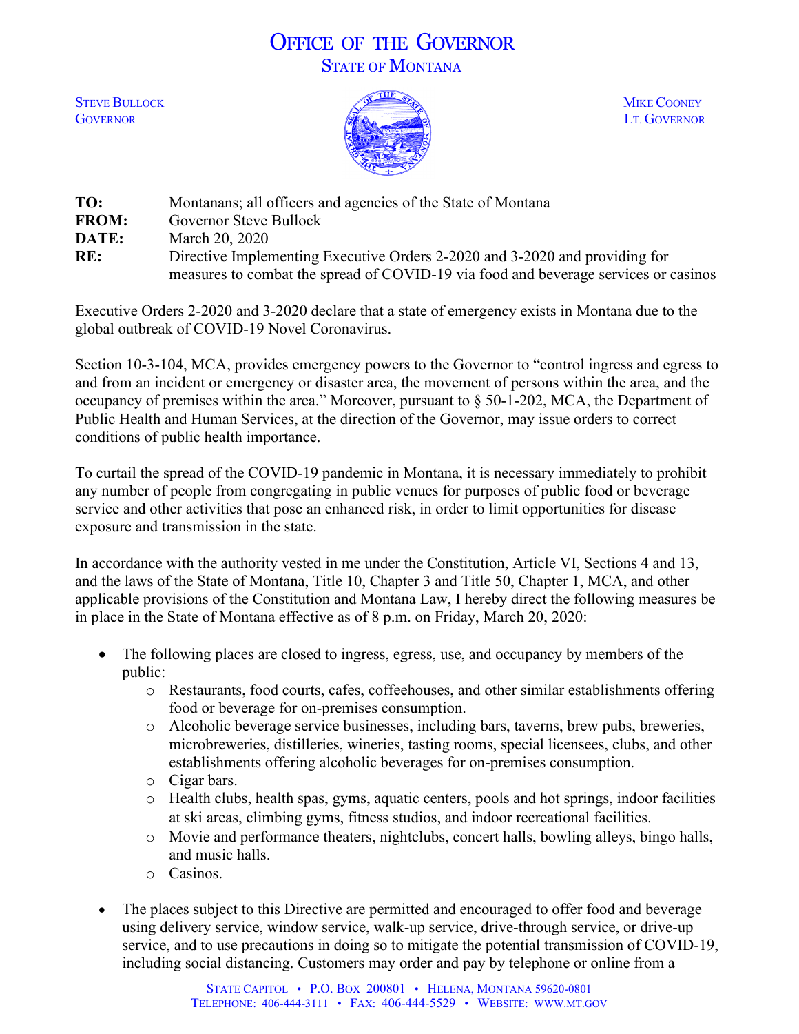# OFFICE OF THE GOVERNOR
## STATE OF MONTANA

STEVE BULLOCK
GOVERNOR

MIKE COONEY
LT. GOVERNOR

**TO:** Montanans; all officers and agencies of the State of Montana
**FROM:** Governor Steve Bullock
**DATE:** March 20, 2020
**RE:** Directive Implementing Executive Orders 2-2020 and 3-2020 and providing for measures to combat the spread of COVID-19 via food and beverage services or casinos

Executive Orders 2-2020 and 3-2020 declare that a state of emergency exists in Montana due to the global outbreak of COVID-19 Novel Coronavirus.

Section 10-3-104, MCA, provides emergency powers to the Governor to "control ingress and egress to and from an incident or emergency or disaster area, the movement of persons within the area, and the occupancy of premises within the area." Moreover, pursuant to § 50-1-202, MCA, the Department of Public Health and Human Services, at the direction of the Governor, may issue orders to correct conditions of public health importance.

To curtail the spread of the COVID-19 pandemic in Montana, it is necessary immediately to prohibit any number of people from congregating in public venues for purposes of public food or beverage service and other activities that pose an enhanced risk, in order to limit opportunities for disease exposure and transmission in the state.

In accordance with the authority vested in me under the Constitution, Article VI, Sections 4 and 13, and the laws of the State of Montana, Title 10, Chapter 3 and Title 50, Chapter 1, MCA, and other applicable provisions of the Constitution and Montana Law, I hereby direct the following measures be in place in the State of Montana effective as of 8 p.m. on Friday, March 20, 2020:

- The following places are closed to ingress, egress, use, and occupancy by members of the public:
  - Restaurants, food courts, cafes, coffeehouses, and other similar establishments offering food or beverage for on-premises consumption.
  - Alcoholic beverage service businesses, including bars, taverns, brew pubs, breweries, microbreweries, distilleries, wineries, tasting rooms, special licensees, clubs, and other establishments offering alcoholic beverages for on-premises consumption.
  - Cigar bars.
  - Health clubs, health spas, gyms, aquatic centers, pools and hot springs, indoor facilities at ski areas, climbing gyms, fitness studios, and indoor recreational facilities.
  - Movie and performance theaters, nightclubs, concert halls, bowling alleys, bingo halls, and music halls.
  - Casinos.

- The places subject to this Directive are permitted and encouraged to offer food and beverage using delivery service, window service, walk-up service, drive-through service, or drive-up service, and to use precautions in doing so to mitigate the potential transmission of COVID-19, including social distancing. Customers may order and pay by telephone or online from a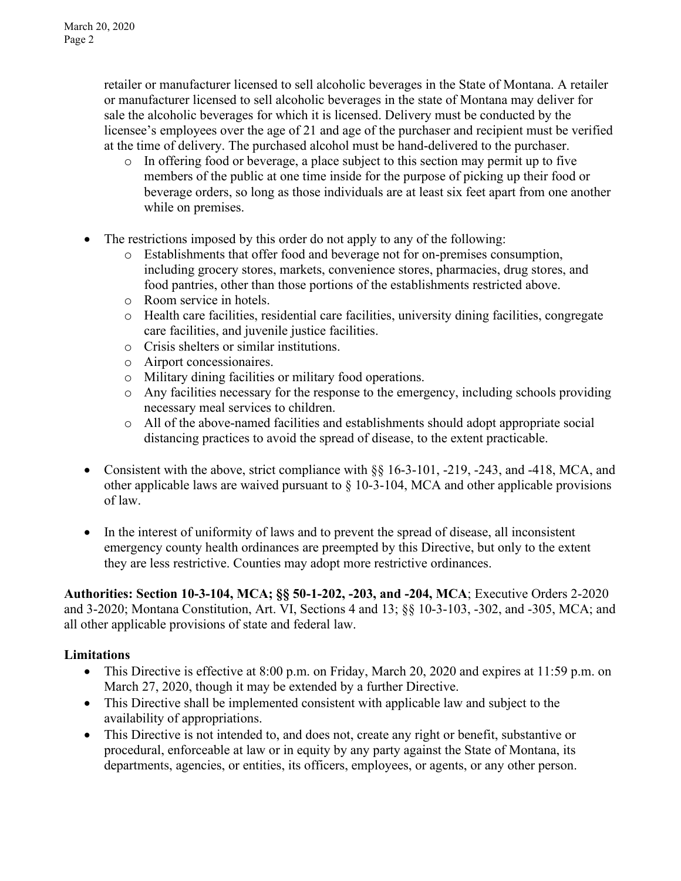retailer or manufacturer licensed to sell alcoholic beverages in the State of Montana. A retailer or manufacturer licensed to sell alcoholic beverages in the state of Montana may deliver for sale the alcoholic beverages for which it is licensed. Delivery must be conducted by the licensee's employees over the age of 21 and age of the purchaser and recipient must be verified at the time of delivery. The purchased alcohol must be hand-delivered to the purchaser.

  - In offering food or beverage, a place subject to this section may permit up to five members of the public at one time inside for the purpose of picking up their food or beverage orders, so long as those individuals are at least six feet apart from one another while on premises.

- The restrictions imposed by this order do not apply to any of the following:
  - Establishments that offer food and beverage not for on-premises consumption, including grocery stores, markets, convenience stores, pharmacies, drug stores, and food pantries, other than those portions of the establishments restricted above.
  - Room service in hotels.
  - Health care facilities, residential care facilities, university dining facilities, congregate care facilities, and juvenile justice facilities.
  - Crisis shelters or similar institutions.
  - Airport concessionaires.
  - Military dining facilities or military food operations.
  - Any facilities necessary for the response to the emergency, including schools providing necessary meal services to children.
  - All of the above-named facilities and establishments should adopt appropriate social distancing practices to avoid the spread of disease, to the extent practicable.

- Consistent with the above, strict compliance with §§ 16-3-101, -219, -243, and -418, MCA, and other applicable laws are waived pursuant to § 10-3-104, MCA and other applicable provisions of law.

- In the interest of uniformity of laws and to prevent the spread of disease, all inconsistent emergency county health ordinances are preempted by this Directive, but only to the extent they are less restrictive. Counties may adopt more restrictive ordinances.

**Authorities: Section 10-3-104, MCA; §§ 50-1-202, -203, and -204, MCA**; Executive Orders 2-2020 and 3-2020; Montana Constitution, Art. VI, Sections 4 and 13; §§ 10-3-103, -302, and -305, MCA; and all other applicable provisions of state and federal law.

**Limitations**

- This Directive is effective at 8:00 p.m. on Friday, March 20, 2020 and expires at 11:59 p.m. on March 27, 2020, though it may be extended by a further Directive.
- This Directive shall be implemented consistent with applicable law and subject to the availability of appropriations.
- This Directive is not intended to, and does not, create any right or benefit, substantive or procedural, enforceable at law or in equity by any party against the State of Montana, its departments, agencies, or entities, its officers, employees, or agents, or any other person.